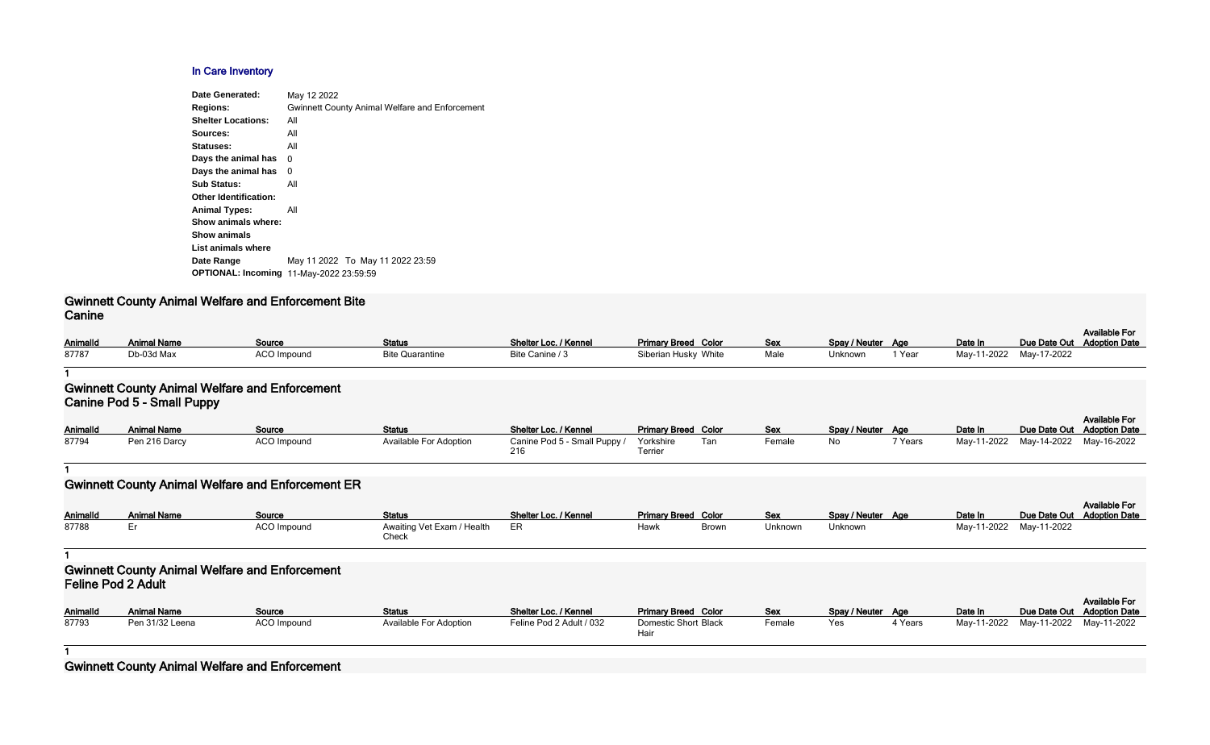## In Care Inventory

**Date Generated:** May 12 2022
**Regions:** Gwinnett County Animal Welfare and Enforcement
**Shelter Locations:** All
**Sources:** All
**Statuses:** All
**Days the animal has** 0
**Days the animal has** 0
**Sub Status:** All
**Other Identification:**
**Animal Types:** All
**Show animals where:**
**Show animals**
**List animals where**
**Date Range** May 11 2022 To May 11 2022 23:59
**OPTIONAL: Incoming** 11-May-2022 23:59:59

### Gwinnett County Animal Welfare and Enforcement Bite Canine

| AnimalId | Animal Name | Source | Status | Shelter Loc. / Kennel | Primary Breed | Color | Sex | Spay / Neuter | Age | Date In | Due Date Out | Available For Adoption Date |
|---|---|---|---|---|---|---|---|---|---|---|---|---|
| 87787 | Db-03d Max | ACO Impound | Bite Quarantine | Bite Canine / 3 | Siberian Husky | White | Male | Unknown | 1 Year | May-11-2022 | May-17-2022 | |

1

### Gwinnett County Animal Welfare and Enforcement Canine Pod 5 - Small Puppy

| AnimalId | Animal Name | Source | Status | Shelter Loc. / Kennel | Primary Breed | Color | Sex | Spay / Neuter | Age | Date In | Due Date Out | Available For Adoption Date |
|---|---|---|---|---|---|---|---|---|---|---|---|---|
| 87794 | Pen 216 Darcy | ACO Impound | Available For Adoption | Canine Pod 5 - Small Puppy / 216 | Yorkshire Terrier | Tan | Female | No | 7 Years | May-11-2022 | May-14-2022 | May-16-2022 |

1

### Gwinnett County Animal Welfare and Enforcement ER

| AnimalId | Animal Name | Source | Status | Shelter Loc. / Kennel | Primary Breed | Color | Sex | Spay / Neuter | Age | Date In | Due Date Out | Available For Adoption Date |
|---|---|---|---|---|---|---|---|---|---|---|---|---|
| 87788 | Er | ACO Impound | Awaiting Vet Exam / Health Check | ER | Hawk | Brown | Unknown | Unknown | | May-11-2022 | May-11-2022 | |

1

### Gwinnett County Animal Welfare and Enforcement Feline Pod 2 Adult

| AnimalId | Animal Name | Source | Status | Shelter Loc. / Kennel | Primary Breed | Color | Sex | Spay / Neuter | Age | Date In | Due Date Out | Available For Adoption Date |
|---|---|---|---|---|---|---|---|---|---|---|---|---|
| 87793 | Pen 31/32 Leena | ACO Impound | Available For Adoption | Feline Pod 2 Adult / 032 | Domestic Short Hair | Black | Female | Yes | 4 Years | May-11-2022 | May-11-2022 | May-11-2022 |

1

### Gwinnett County Animal Welfare and Enforcement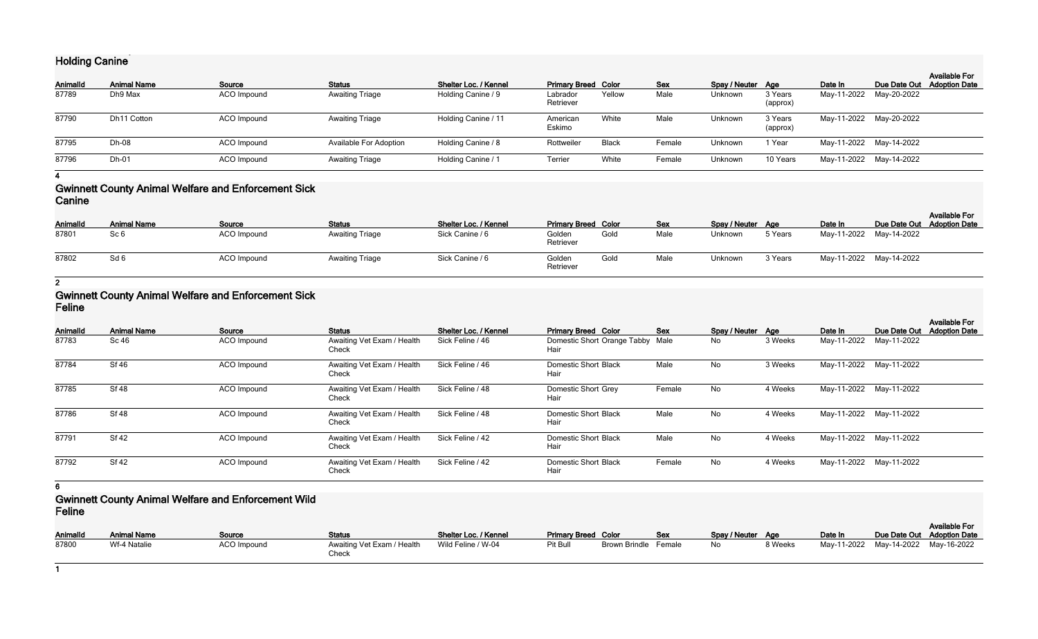## Holding Canine

| AnimalId | Animal Name | Source | Status | Shelter Loc. / Kennel | Primary Breed | Color | Sex | Spay / Neuter | Age | Date In | Due Date Out | Available For Adoption Date |
|---|---|---|---|---|---|---|---|---|---|---|---|---|
| 87789 | Dh9 Max | ACO Impound | Awaiting Triage | Holding Canine / 9 | Labrador Retriever | Yellow | Male | Unknown | 3 Years (approx) | May-11-2022 | May-20-2022 | |
| 87790 | Dh11 Cotton | ACO Impound | Awaiting Triage | Holding Canine / 11 | American Eskimo | White | Male | Unknown | 3 Years (approx) | May-11-2022 | May-20-2022 | |
| 87795 | Dh-08 | ACO Impound | Available For Adoption | Holding Canine / 8 | Rottweiler | Black | Female | Unknown | 1 Year | May-11-2022 | May-14-2022 | |
| 87796 | Dh-01 | ACO Impound | Awaiting Triage | Holding Canine / 1 | Terrier | White | Female | Unknown | 10 Years | May-11-2022 | May-14-2022 | |

**4**

## Gwinnett County Animal Welfare and Enforcement Sick Canine

| AnimalId | Animal Name | Source | Status | Shelter Loc. / Kennel | Primary Breed | Color | Sex | Spay / Neuter | Age | Date In | Due Date Out | Available For Adoption Date |
|---|---|---|---|---|---|---|---|---|---|---|---|---|
| 87801 | Sc 6 | ACO Impound | Awaiting Triage | Sick Canine / 6 | Golden Retriever | Gold | Male | Unknown | 5 Years | May-11-2022 | May-14-2022 | |
| 87802 | Sd 6 | ACO Impound | Awaiting Triage | Sick Canine / 6 | Golden Retriever | Gold | Male | Unknown | 3 Years | May-11-2022 | May-14-2022 | |

**2**

## Gwinnett County Animal Welfare and Enforcement Sick Feline

| AnimalId | Animal Name | Source | Status | Shelter Loc. / Kennel | Primary Breed | Color | Sex | Spay / Neuter | Age | Date In | Due Date Out | Available For Adoption Date |
|---|---|---|---|---|---|---|---|---|---|---|---|---|
| 87783 | Sc 46 | ACO Impound | Awaiting Vet Exam / Health Check | Sick Feline / 46 | Domestic Short Hair | Orange Tabby | Male | No | 3 Weeks | May-11-2022 | May-11-2022 | |
| 87784 | Sf 46 | ACO Impound | Awaiting Vet Exam / Health Check | Sick Feline / 46 | Domestic Short Hair | Black | Male | No | 3 Weeks | May-11-2022 | May-11-2022 | |
| 87785 | Sf 48 | ACO Impound | Awaiting Vet Exam / Health Check | Sick Feline / 48 | Domestic Short Hair | Grey | Female | No | 4 Weeks | May-11-2022 | May-11-2022 | |
| 87786 | Sf 48 | ACO Impound | Awaiting Vet Exam / Health Check | Sick Feline / 48 | Domestic Short Hair | Black | Male | No | 4 Weeks | May-11-2022 | May-11-2022 | |
| 87791 | Sf 42 | ACO Impound | Awaiting Vet Exam / Health Check | Sick Feline / 42 | Domestic Short Hair | Black | Male | No | 4 Weeks | May-11-2022 | May-11-2022 | |
| 87792 | Sf 42 | ACO Impound | Awaiting Vet Exam / Health Check | Sick Feline / 42 | Domestic Short Hair | Black | Female | No | 4 Weeks | May-11-2022 | May-11-2022 | |

**6**

## Gwinnett County Animal Welfare and Enforcement Wild Feline

| AnimalId | Animal Name | Source | Status | Shelter Loc. / Kennel | Primary Breed | Color | Sex | Spay / Neuter | Age | Date In | Due Date Out | Available For Adoption Date |
|---|---|---|---|---|---|---|---|---|---|---|---|---|
| 87800 | Wf-4 Natalie | ACO Impound | Awaiting Vet Exam / Health Check | Wild Feline / W-04 | Pit Bull | Brown Brindle | Female | No | 8 Weeks | May-11-2022 | May-14-2022 | May-16-2022 |

**1**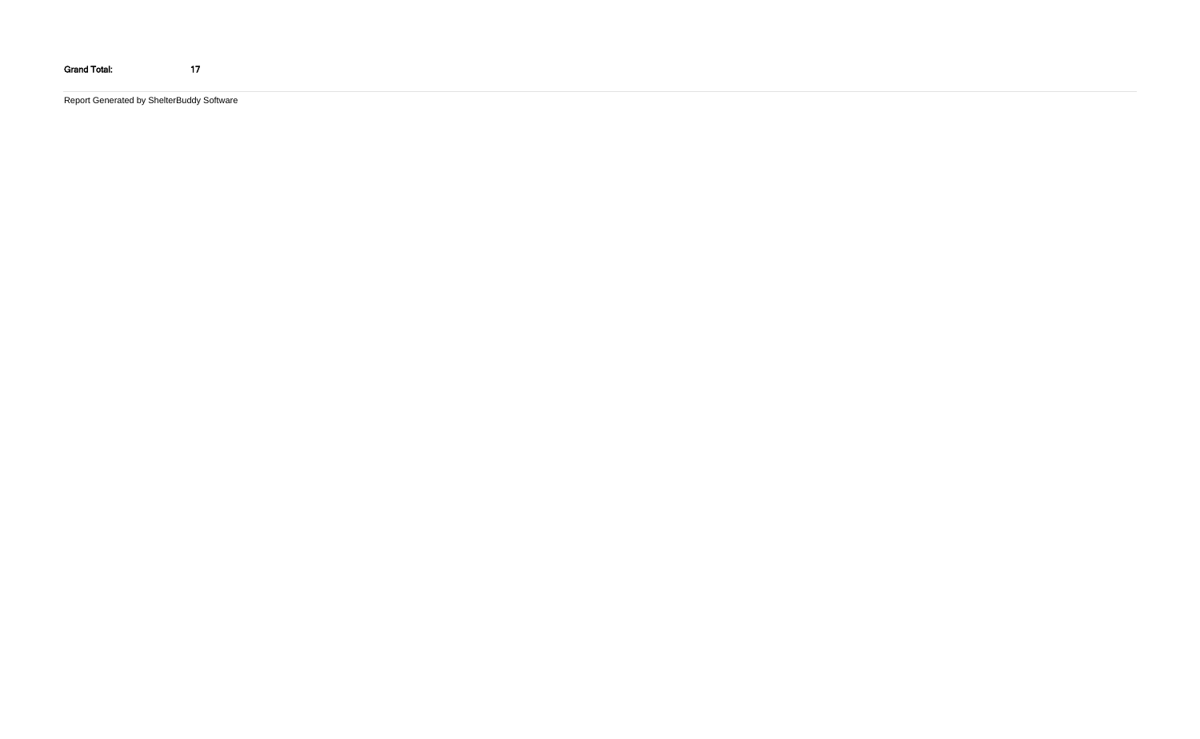**Grand Total:** **17**

Report Generated by ShelterBuddy Software